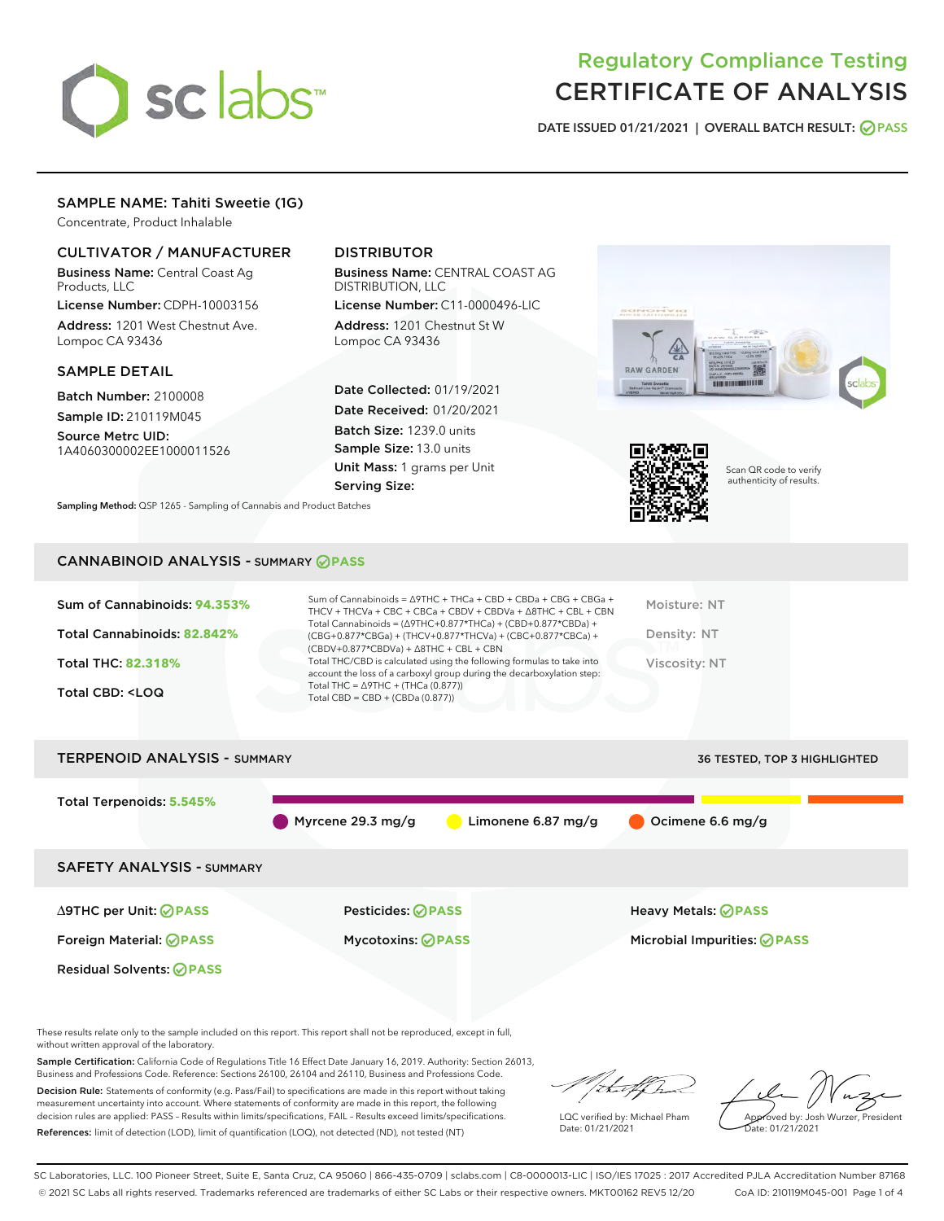# Regulatory Compliance Testing
# CERTIFICATE OF ANALYSIS

DATE ISSUED 01/21/2021 | OVERALL BATCH RESULT: PASS

## SAMPLE NAME: Tahiti Sweetie (1G)

Concentrate, Product Inhalable

### CULTIVATOR / MANUFACTURER

**Business Name:** Central Coast Ag Products, LLC

**License Number:** CDPH-10003156

**Address:** 1201 West Chestnut Ave. Lompoc CA 93436

### DISTRIBUTOR

**Business Name:** CENTRAL COAST AG DISTRIBUTION, LLC

**License Number:** C11-0000496-LIC

**Address:** 1201 Chestnut St W Lompoc CA 93436

### SAMPLE DETAIL

**Batch Number:** 2100008

**Sample ID:** 210119M045

**Source Metrc UID:** 1A4060300002EE1000011526

**Date Collected:** 01/19/2021

**Date Received:** 01/20/2021

**Batch Size:** 1239.0 units

**Sample Size:** 13.0 units

**Unit Mass:** 1 grams per Unit

**Serving Size:**

Scan QR code to verify authenticity of results.

**Sampling Method:** QSP 1265 - Sampling of Cannabis and Product Batches

## CANNABINOID ANALYSIS - SUMMARY PASS

**Sum of Cannabinoids:** 94.353%

**Total Cannabinoids:** 82.842%

**Total THC:** 82.318%

**Total CBD:** <LOQ

Sum of Cannabinoids = Δ9THC + THCa + CBD + CBDa + CBG + CBGa + THCV + THCVa + CBC + CBCa + CBDV + CBDVa + Δ8THC + CBL + CBN

Total Cannabinoids = (Δ9THC+0.877*THCa) + (CBD+0.877*CBDa) + (CBG+0.877*CBGa) + (THCV+0.877*THCVa) + (CBC+0.877*CBCa) + (CBDV+0.877*CBDVa) + Δ8THC + CBL + CBN

Total THC/CBD is calculated using the following formulas to take into account the loss of a carboxyl group during the decarboxylation step:

Total THC = Δ9THC + (THCa (0.877))

Total CBD = CBD + (CBDa (0.877))

Moisture: NT

Density: NT

Viscosity: NT

## TERPENOID ANALYSIS - SUMMARY

36 TESTED, TOP 3 HIGHLIGHTED

**Total Terpenoids:** 5.545%

Myrcene 29.3 mg/g | Limonene 6.87 mg/g | Ocimene 6.6 mg/g

## SAFETY ANALYSIS - SUMMARY

| | | |
|---|---|---|
| Δ9THC per Unit: PASS | Pesticides: PASS | Heavy Metals: PASS |
| Foreign Material: PASS | Mycotoxins: PASS | Microbial Impurities: PASS |
| Residual Solvents: PASS | | |

These results relate only to the sample included on this report. This report shall not be reproduced, except in full, without written approval of the laboratory.

**Sample Certification:** California Code of Regulations Title 16 Effect Date January 16, 2019. Authority: Section 26013, Business and Professions Code. Reference: Sections 26100, 26104 and 26110, Business and Professions Code.

**Decision Rule:** Statements of conformity (e.g. Pass/Fail) to specifications are made in this report without taking measurement uncertainty into account. Where statements of conformity are made in this report, the following decision rules are applied: PASS – Results within limits/specifications, FAIL – Results exceed limits/specifications.

**References:** limit of detection (LOD), limit of quantification (LOQ), not detected (ND), not tested (NT)

LQC verified by: Michael Pham
Date: 01/21/2021

Approved by: Josh Wurzer, President
Date: 01/21/2021

SC Laboratories, LLC. 100 Pioneer Street, Suite E, Santa Cruz, CA 95060 | 866-435-0709 | sclabs.com | C8-0000013-LIC | ISO/IES 17025 : 2017 Accredited PJLA Accreditation Number 87168

© 2021 SC Labs all rights reserved. Trademarks referenced are trademarks of either SC Labs or their respective owners. MKT00162 REV5 12/20 CoA ID: 210119M045-001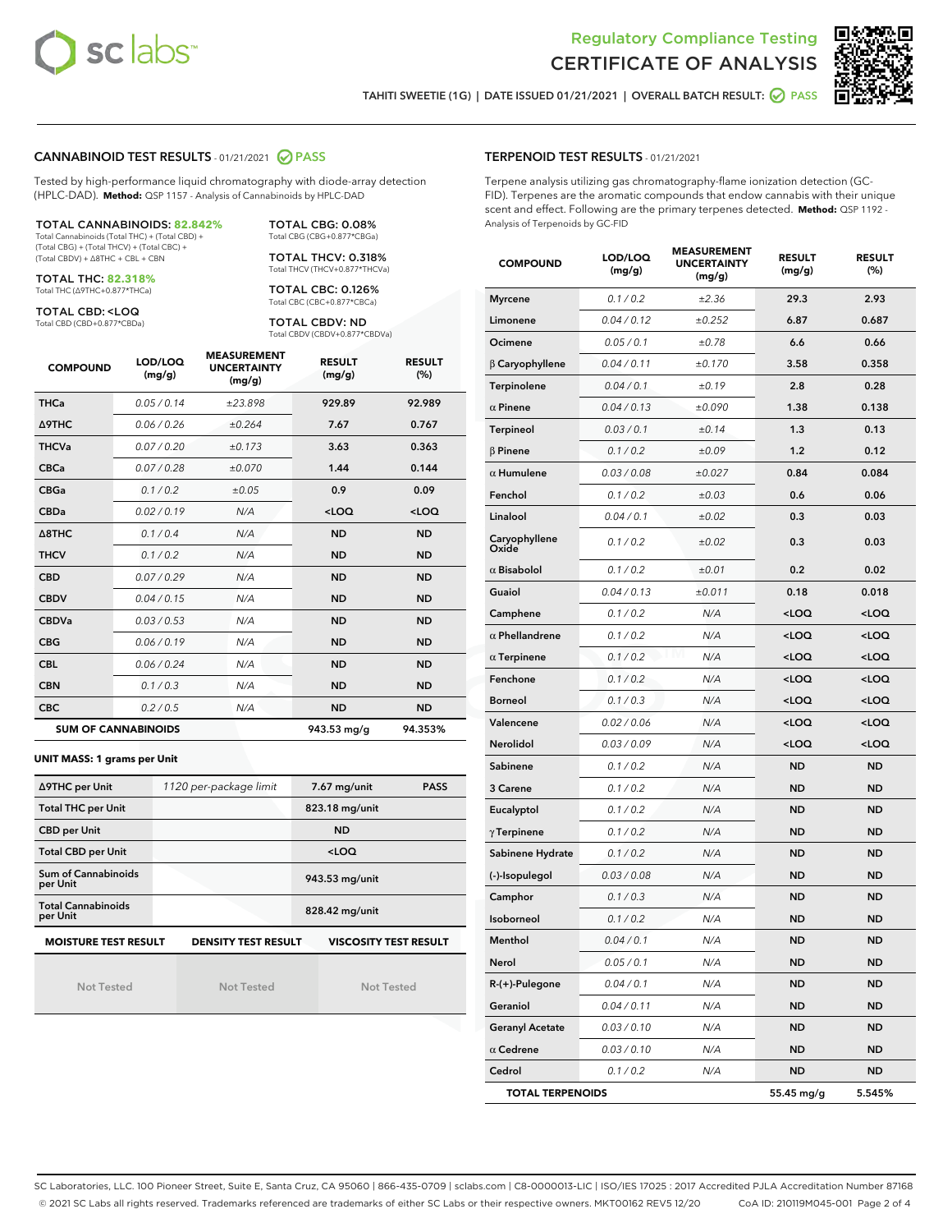Regulatory Compliance Testing
# CERTIFICATE OF ANALYSIS

TAHITI SWEETIE (1G) | DATE ISSUED 01/21/2021 | OVERALL BATCH RESULT: PASS

## CANNABINOID TEST RESULTS - 01/21/2021 PASS

Tested by high-performance liquid chromatography with diode-array detection (HPLC-DAD). **Method:** QSP 1157 - Analysis of Cannabinoids by HPLC-DAD

**TOTAL CANNABINOIDS: 82.842%**
Total Cannabinoids (Total THC) + (Total CBD) + (Total CBG) + (Total THCV) + (Total CBC) + (Total CBDV) + Δ8THC + CBL + CBN

**TOTAL THC: 82.318%**
Total THC (Δ9THC+0.877*THCa)

**TOTAL CBD: <LOQ**
Total CBD (CBD+0.877*CBDa)

**TOTAL CBG: 0.08%**
Total CBG (CBG+0.877*CBGa)

**TOTAL THCV: 0.318%**
Total THCV (THCV+0.877*THCVa)

**TOTAL CBC: 0.126%**
Total CBC (CBC+0.877*CBCa)

**TOTAL CBDV: ND**
Total CBDV (CBDV+0.877*CBDVa)

| COMPOUND | LOD/LOQ (mg/g) | MEASUREMENT UNCERTAINTY (mg/g) | RESULT (mg/g) | RESULT (%) |
|---|---|---|---|---|
| THCa | 0.05 / 0.14 | ±23.898 | 929.89 | 92.989 |
| Δ9THC | 0.06 / 0.26 | ±0.264 | 7.67 | 0.767 |
| THCVa | 0.07 / 0.20 | ±0.173 | 3.63 | 0.363 |
| CBCa | 0.07 / 0.28 | ±0.070 | 1.44 | 0.144 |
| CBGa | 0.1 / 0.2 | ±0.05 | 0.9 | 0.09 |
| CBDa | 0.02 / 0.19 | N/A | <LOQ | <LOQ |
| Δ8THC | 0.1 / 0.4 | N/A | ND | ND |
| THCV | 0.1 / 0.2 | N/A | ND | ND |
| CBD | 0.07 / 0.29 | N/A | ND | ND |
| CBDV | 0.04 / 0.15 | N/A | ND | ND |
| CBDVa | 0.03 / 0.53 | N/A | ND | ND |
| CBG | 0.06 / 0.19 | N/A | ND | ND |
| CBL | 0.06 / 0.24 | N/A | ND | ND |
| CBN | 0.1 / 0.3 | N/A | ND | ND |
| CBC | 0.2 / 0.5 | N/A | ND | ND |
| **SUM OF CANNABINOIDS** | | | 943.53 mg/g | 94.353% |

**UNIT MASS: 1 grams per Unit**

| | | | |
|---|---|---|---|
| Δ9THC per Unit | 1120 per-package limit | 7.67 mg/unit | PASS |
| Total THC per Unit | | 823.18 mg/unit | |
| CBD per Unit | | ND | |
| Total CBD per Unit | | <LOQ | |
| Sum of Cannabinoids per Unit | | 943.53 mg/unit | |
| Total Cannabinoids per Unit | | 828.42 mg/unit | |

| MOISTURE TEST RESULT | DENSITY TEST RESULT | VISCOSITY TEST RESULT |
|---|---|---|
| Not Tested | Not Tested | Not Tested |

## TERPENOID TEST RESULTS - 01/21/2021

Terpene analysis utilizing gas chromatography-flame ionization detection (GC-FID). Terpenes are the aromatic compounds that endow cannabis with their unique scent and effect. Following are the primary terpenes detected. **Method:** QSP 1192 - Analysis of Terpenoids by GC-FID

| COMPOUND | LOD/LOQ (mg/g) | MEASUREMENT UNCERTAINTY (mg/g) | RESULT (mg/g) | RESULT (%) |
|---|---|---|---|---|
| Myrcene | 0.1 / 0.2 | ±2.36 | 29.3 | 2.93 |
| Limonene | 0.04 / 0.12 | ±0.252 | 6.87 | 0.687 |
| Ocimene | 0.05 / 0.1 | ±0.78 | 6.6 | 0.66 |
| β Caryophyllene | 0.04 / 0.11 | ±0.170 | 3.58 | 0.358 |
| Terpinolene | 0.04 / 0.1 | ±0.19 | 2.8 | 0.28 |
| α Pinene | 0.04 / 0.13 | ±0.090 | 1.38 | 0.138 |
| Terpineol | 0.03 / 0.1 | ±0.14 | 1.3 | 0.13 |
| β Pinene | 0.1 / 0.2 | ±0.09 | 1.2 | 0.12 |
| α Humulene | 0.03 / 0.08 | ±0.027 | 0.84 | 0.084 |
| Fenchol | 0.1 / 0.2 | ±0.03 | 0.6 | 0.06 |
| Linalool | 0.04 / 0.1 | ±0.02 | 0.3 | 0.03 |
| Caryophyllene Oxide | 0.1 / 0.2 | ±0.02 | 0.3 | 0.03 |
| α Bisabolol | 0.1 / 0.2 | ±0.01 | 0.2 | 0.02 |
| Guaiol | 0.04 / 0.13 | ±0.011 | 0.18 | 0.018 |
| Camphene | 0.1 / 0.2 | N/A | <LOQ | <LOQ |
| α Phellandrene | 0.1 / 0.2 | N/A | <LOQ | <LOQ |
| α Terpinene | 0.1 / 0.2 | N/A | <LOQ | <LOQ |
| Fenchone | 0.1 / 0.2 | N/A | <LOQ | <LOQ |
| Borneol | 0.1 / 0.3 | N/A | <LOQ | <LOQ |
| Valencene | 0.02 / 0.06 | N/A | <LOQ | <LOQ |
| Nerolidol | 0.03 / 0.09 | N/A | <LOQ | <LOQ |
| Sabinene | 0.1 / 0.2 | N/A | ND | ND |
| 3 Carene | 0.1 / 0.2 | N/A | ND | ND |
| Eucalyptol | 0.1 / 0.2 | N/A | ND | ND |
| γ Terpinene | 0.1 / 0.2 | N/A | ND | ND |
| Sabinene Hydrate | 0.1 / 0.2 | N/A | ND | ND |
| (-)-Isopulegol | 0.03 / 0.08 | N/A | ND | ND |
| Camphor | 0.1 / 0.3 | N/A | ND | ND |
| Isoborneol | 0.1 / 0.2 | N/A | ND | ND |
| Menthol | 0.04 / 0.1 | N/A | ND | ND |
| Nerol | 0.05 / 0.1 | N/A | ND | ND |
| R-(+)-Pulegone | 0.04 / 0.1 | N/A | ND | ND |
| Geraniol | 0.04 / 0.11 | N/A | ND | ND |
| Geranyl Acetate | 0.03 / 0.10 | N/A | ND | ND |
| α Cedrene | 0.03 / 0.10 | N/A | ND | ND |
| Cedrol | 0.1 / 0.2 | N/A | ND | ND |
| **TOTAL TERPENOIDS** | | | 55.45 mg/g | 5.545% |

SC Laboratories, LLC. 100 Pioneer Street, Suite E, Santa Cruz, CA 95060 | 866-435-0709 | sclabs.com | C8-0000013-LIC | ISO/IES 17025 : 2017 Accredited PJLA Accreditation Number 87168
© 2021 SC Labs all rights reserved. Trademarks referenced are trademarks of either SC Labs or their respective owners. MKT00162 REV5 12/20 CoA ID: 210119M045-001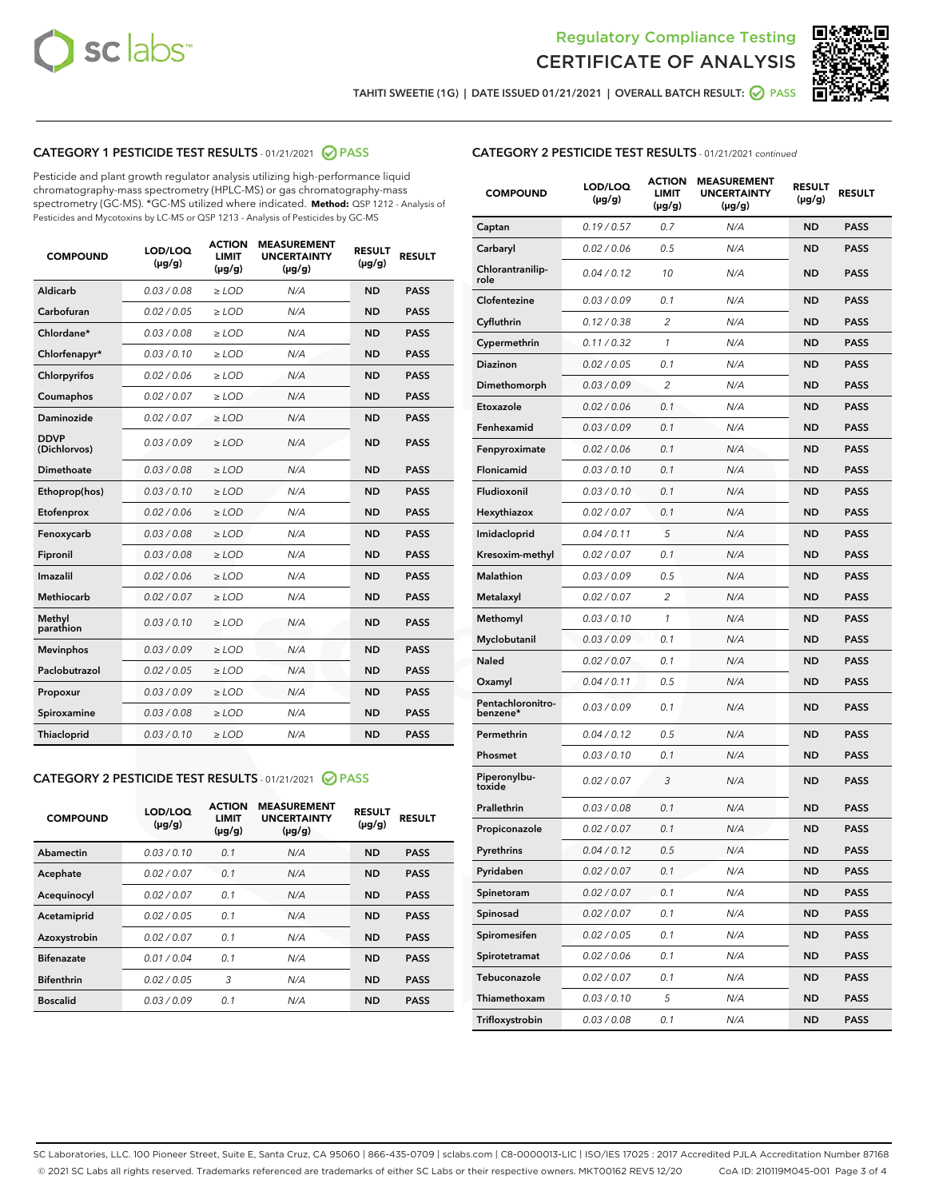Regulatory Compliance Testing
CERTIFICATE OF ANALYSIS

TAHITI SWEETIE (1G) | DATE ISSUED 01/21/2021 | OVERALL BATCH RESULT: PASS

## CATEGORY 1 PESTICIDE TEST RESULTS - 01/21/2021 PASS

Pesticide and plant growth regulator analysis utilizing high-performance liquid chromatography-mass spectrometry (HPLC-MS) or gas chromatography-mass spectrometry (GC-MS). *GC-MS utilized where indicated. **Method:** QSP 1212 - Analysis of Pesticides and Mycotoxins by LC-MS or QSP 1213 - Analysis of Pesticides by GC-MS

| COMPOUND | LOD/LOQ (µg/g) | ACTION LIMIT (µg/g) | MEASUREMENT UNCERTAINTY (µg/g) | RESULT (µg/g) | RESULT |
|---|---|---|---|---|---|
| Aldicarb | 0.03 / 0.08 | ≥ LOD | N/A | ND | PASS |
| Carbofuran | 0.02 / 0.05 | ≥ LOD | N/A | ND | PASS |
| Chlordane* | 0.03 / 0.08 | ≥ LOD | N/A | ND | PASS |
| Chlorfenapyr* | 0.03 / 0.10 | ≥ LOD | N/A | ND | PASS |
| Chlorpyrifos | 0.02 / 0.06 | ≥ LOD | N/A | ND | PASS |
| Coumaphos | 0.02 / 0.07 | ≥ LOD | N/A | ND | PASS |
| Daminozide | 0.02 / 0.07 | ≥ LOD | N/A | ND | PASS |
| DDVP (Dichlorvos) | 0.03 / 0.09 | ≥ LOD | N/A | ND | PASS |
| Dimethoate | 0.03 / 0.08 | ≥ LOD | N/A | ND | PASS |
| Ethoprop(hos) | 0.03 / 0.10 | ≥ LOD | N/A | ND | PASS |
| Etofenprox | 0.02 / 0.06 | ≥ LOD | N/A | ND | PASS |
| Fenoxycarb | 0.03 / 0.08 | ≥ LOD | N/A | ND | PASS |
| Fipronil | 0.03 / 0.08 | ≥ LOD | N/A | ND | PASS |
| Imazalil | 0.02 / 0.06 | ≥ LOD | N/A | ND | PASS |
| Methiocarb | 0.02 / 0.07 | ≥ LOD | N/A | ND | PASS |
| Methyl parathion | 0.03 / 0.10 | ≥ LOD | N/A | ND | PASS |
| Mevinphos | 0.03 / 0.09 | ≥ LOD | N/A | ND | PASS |
| Paclobutrazol | 0.02 / 0.05 | ≥ LOD | N/A | ND | PASS |
| Propoxur | 0.03 / 0.09 | ≥ LOD | N/A | ND | PASS |
| Spiroxamine | 0.03 / 0.08 | ≥ LOD | N/A | ND | PASS |
| Thiacloprid | 0.03 / 0.10 | ≥ LOD | N/A | ND | PASS |

## CATEGORY 2 PESTICIDE TEST RESULTS - 01/21/2021 PASS

| COMPOUND | LOD/LOQ (µg/g) | ACTION LIMIT (µg/g) | MEASUREMENT UNCERTAINTY (µg/g) | RESULT (µg/g) | RESULT |
|---|---|---|---|---|---|
| Abamectin | 0.03 / 0.10 | 0.1 | N/A | ND | PASS |
| Acephate | 0.02 / 0.07 | 0.1 | N/A | ND | PASS |
| Acequinocyl | 0.02 / 0.07 | 0.1 | N/A | ND | PASS |
| Acetamiprid | 0.02 / 0.05 | 0.1 | N/A | ND | PASS |
| Azoxystrobin | 0.02 / 0.07 | 0.1 | N/A | ND | PASS |
| Bifenazate | 0.01 / 0.04 | 0.1 | N/A | ND | PASS |
| Bifenthrin | 0.02 / 0.05 | 3 | N/A | ND | PASS |
| Boscalid | 0.03 / 0.09 | 0.1 | N/A | ND | PASS |
| Captan | 0.19 / 0.57 | 0.7 | N/A | ND | PASS |
| Carbaryl | 0.02 / 0.06 | 0.5 | N/A | ND | PASS |
| Chlorantraniliprole | 0.04 / 0.12 | 10 | N/A | ND | PASS |
| Clofentezine | 0.03 / 0.09 | 0.1 | N/A | ND | PASS |
| Cyfluthrin | 0.12 / 0.38 | 2 | N/A | ND | PASS |
| Cypermethrin | 0.11 / 0.32 | 1 | N/A | ND | PASS |
| Diazinon | 0.02 / 0.05 | 0.1 | N/A | ND | PASS |
| Dimethomorph | 0.03 / 0.09 | 2 | N/A | ND | PASS |
| Etoxazole | 0.02 / 0.06 | 0.1 | N/A | ND | PASS |
| Fenhexamid | 0.03 / 0.09 | 0.1 | N/A | ND | PASS |
| Fenpyroximate | 0.02 / 0.06 | 0.1 | N/A | ND | PASS |
| Flonicamid | 0.03 / 0.10 | 0.1 | N/A | ND | PASS |
| Fludioxonil | 0.03 / 0.10 | 0.1 | N/A | ND | PASS |
| Hexythiazox | 0.02 / 0.07 | 0.1 | N/A | ND | PASS |
| Imidacloprid | 0.04 / 0.11 | 5 | N/A | ND | PASS |
| Kresoxim-methyl | 0.02 / 0.07 | 0.1 | N/A | ND | PASS |
| Malathion | 0.03 / 0.09 | 0.5 | N/A | ND | PASS |
| Metalaxyl | 0.02 / 0.07 | 2 | N/A | ND | PASS |
| Methomyl | 0.03 / 0.10 | 1 | N/A | ND | PASS |
| Myclobutanil | 0.03 / 0.09 | 0.1 | N/A | ND | PASS |
| Naled | 0.02 / 0.07 | 0.1 | N/A | ND | PASS |
| Oxamyl | 0.04 / 0.11 | 0.5 | N/A | ND | PASS |
| Pentachloronitrobenzene* | 0.03 / 0.09 | 0.1 | N/A | ND | PASS |
| Permethrin | 0.04 / 0.12 | 0.5 | N/A | ND | PASS |
| Phosmet | 0.03 / 0.10 | 0.1 | N/A | ND | PASS |
| Piperonylbutoxide | 0.02 / 0.07 | 3 | N/A | ND | PASS |
| Prallethrin | 0.03 / 0.08 | 0.1 | N/A | ND | PASS |
| Propiconazole | 0.02 / 0.07 | 0.1 | N/A | ND | PASS |
| Pyrethrins | 0.04 / 0.12 | 0.5 | N/A | ND | PASS |
| Pyridaben | 0.02 / 0.07 | 0.1 | N/A | ND | PASS |
| Spinetoram | 0.02 / 0.07 | 0.1 | N/A | ND | PASS |
| Spinosad | 0.02 / 0.07 | 0.1 | N/A | ND | PASS |
| Spiromesifen | 0.02 / 0.05 | 0.1 | N/A | ND | PASS |
| Spirotetramat | 0.02 / 0.06 | 0.1 | N/A | ND | PASS |
| Tebuconazole | 0.02 / 0.07 | 0.1 | N/A | ND | PASS |
| Thiamethoxam | 0.03 / 0.10 | 5 | N/A | ND | PASS |
| Trifloxystrobin | 0.03 / 0.08 | 0.1 | N/A | ND | PASS |

SC Laboratories, LLC. 100 Pioneer Street, Suite E, Santa Cruz, CA 95060 | 866-435-0709 | sclabs.com | C8-0000013-LIC | ISO/IES 17025 : 2017 Accredited PJLA Accreditation Number 87168
© 2021 SC Labs all rights reserved. Trademarks referenced are trademarks of either SC Labs or their respective owners. MKT00162 REV5 12/20 CoA ID: 210119M045-001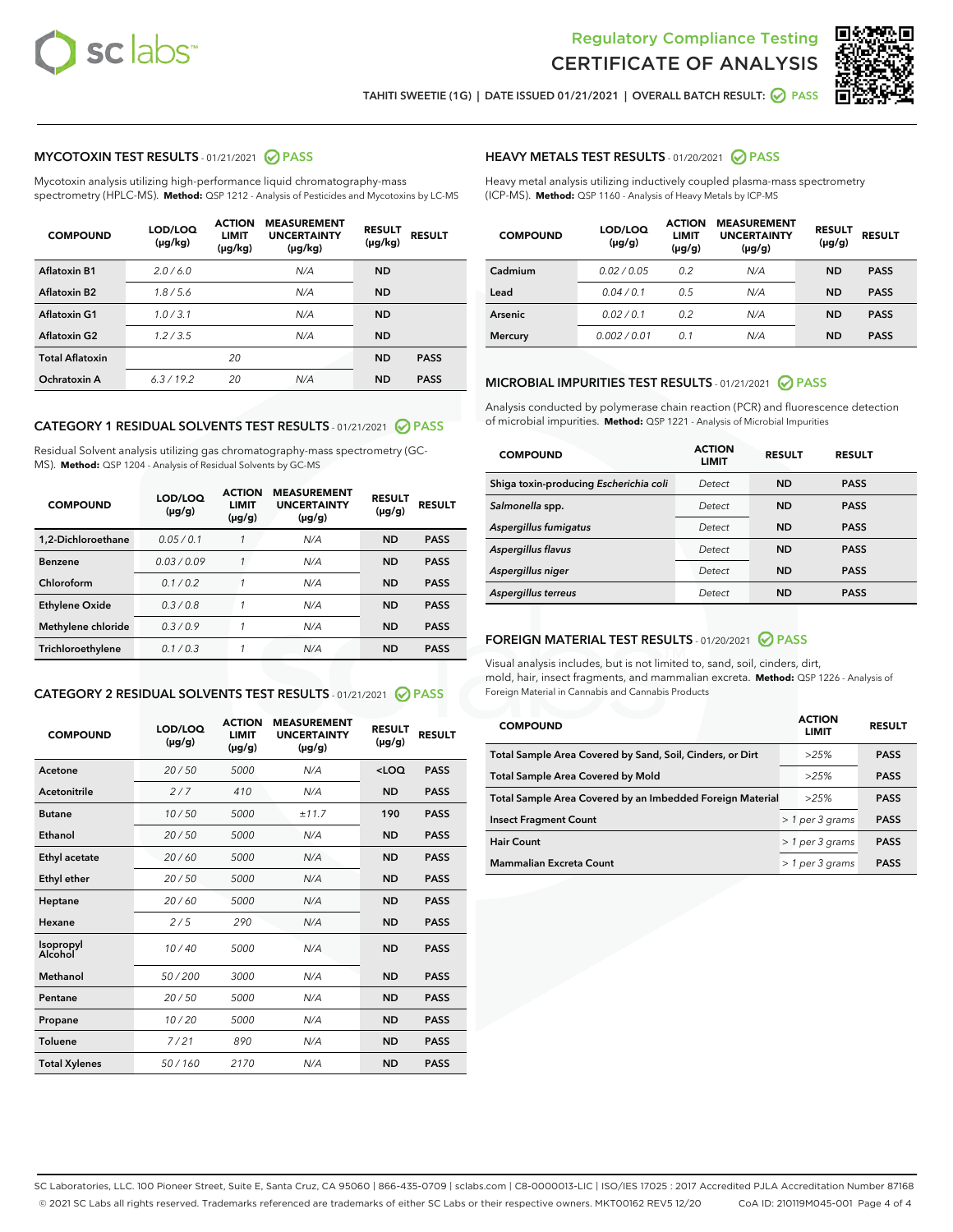Regulatory Compliance Testing
# CERTIFICATE OF ANALYSIS

TAHITI SWEETIE (1G) | DATE ISSUED 01/21/2021 | OVERALL BATCH RESULT: PASS

## MYCOTOXIN TEST RESULTS - 01/21/2021 PASS

Mycotoxin analysis utilizing high-performance liquid chromatography-mass spectrometry (HPLC-MS). **Method:** QSP 1212 - Analysis of Pesticides and Mycotoxins by LC-MS

| COMPOUND | LOD/LOQ (μg/kg) | ACTION LIMIT (μg/kg) | MEASUREMENT UNCERTAINTY (μg/kg) | RESULT (μg/kg) | RESULT |
|---|---|---|---|---|---|
| Aflatoxin B1 | 2.0 / 6.0 | | N/A | ND | |
| Aflatoxin B2 | 1.8 / 5.6 | | N/A | ND | |
| Aflatoxin G1 | 1.0 / 3.1 | | N/A | ND | |
| Aflatoxin G2 | 1.2 / 3.5 | | N/A | ND | |
| Total Aflatoxin | | 20 | | ND | PASS |
| Ochratoxin A | 6.3 / 19.2 | 20 | N/A | ND | PASS |

## CATEGORY 1 RESIDUAL SOLVENTS TEST RESULTS - 01/21/2021 PASS

Residual Solvent analysis utilizing gas chromatography-mass spectrometry (GC-MS). **Method:** QSP 1204 - Analysis of Residual Solvents by GC-MS

| COMPOUND | LOD/LOQ (μg/g) | ACTION LIMIT (μg/g) | MEASUREMENT UNCERTAINTY (μg/g) | RESULT (μg/g) | RESULT |
|---|---|---|---|---|---|
| 1,2-Dichloroethane | 0.05 / 0.1 | 1 | N/A | ND | PASS |
| Benzene | 0.03 / 0.09 | 1 | N/A | ND | PASS |
| Chloroform | 0.1 / 0.2 | 1 | N/A | ND | PASS |
| Ethylene Oxide | 0.3 / 0.8 | 1 | N/A | ND | PASS |
| Methylene chloride | 0.3 / 0.9 | 1 | N/A | ND | PASS |
| Trichloroethylene | 0.1 / 0.3 | 1 | N/A | ND | PASS |

## CATEGORY 2 RESIDUAL SOLVENTS TEST RESULTS - 01/21/2021 PASS

| COMPOUND | LOD/LOQ (μg/g) | ACTION LIMIT (μg/g) | MEASUREMENT UNCERTAINTY (μg/g) | RESULT (μg/g) | RESULT |
|---|---|---|---|---|---|
| Acetone | 20 / 50 | 5000 | N/A | <LOQ | PASS |
| Acetonitrile | 2 / 7 | 410 | N/A | ND | PASS |
| Butane | 10 / 50 | 5000 | ±11.7 | 190 | PASS |
| Ethanol | 20 / 50 | 5000 | N/A | ND | PASS |
| Ethyl acetate | 20 / 60 | 5000 | N/A | ND | PASS |
| Ethyl ether | 20 / 50 | 5000 | N/A | ND | PASS |
| Heptane | 20 / 60 | 5000 | N/A | ND | PASS |
| Hexane | 2 / 5 | 290 | N/A | ND | PASS |
| Isopropyl Alcohol | 10 / 40 | 5000 | N/A | ND | PASS |
| Methanol | 50 / 200 | 3000 | N/A | ND | PASS |
| Pentane | 20 / 50 | 5000 | N/A | ND | PASS |
| Propane | 10 / 20 | 5000 | N/A | ND | PASS |
| Toluene | 7 / 21 | 890 | N/A | ND | PASS |
| Total Xylenes | 50 / 160 | 2170 | N/A | ND | PASS |

## HEAVY METALS TEST RESULTS - 01/20/2021 PASS

Heavy metal analysis utilizing inductively coupled plasma-mass spectrometry (ICP-MS). **Method:** QSP 1160 - Analysis of Heavy Metals by ICP-MS

| COMPOUND | LOD/LOQ (μg/g) | ACTION LIMIT (μg/g) | MEASUREMENT UNCERTAINTY (μg/g) | RESULT (μg/g) | RESULT |
|---|---|---|---|---|---|
| Cadmium | 0.02 / 0.05 | 0.2 | N/A | ND | PASS |
| Lead | 0.04 / 0.1 | 0.5 | N/A | ND | PASS |
| Arsenic | 0.02 / 0.1 | 0.2 | N/A | ND | PASS |
| Mercury | 0.002 / 0.01 | 0.1 | N/A | ND | PASS |

## MICROBIAL IMPURITIES TEST RESULTS - 01/21/2021 PASS

Analysis conducted by polymerase chain reaction (PCR) and fluorescence detection of microbial impurities. **Method:** QSP 1221 - Analysis of Microbial Impurities

| COMPOUND | ACTION LIMIT | RESULT | RESULT |
|---|---|---|---|
| *Shiga toxin-producing Escherichia coli* | Detect | ND | PASS |
| *Salmonella* spp. | Detect | ND | PASS |
| *Aspergillus fumigatus* | Detect | ND | PASS |
| *Aspergillus flavus* | Detect | ND | PASS |
| *Aspergillus niger* | Detect | ND | PASS |
| *Aspergillus terreus* | Detect | ND | PASS |

## FOREIGN MATERIAL TEST RESULTS - 01/20/2021 PASS

Visual analysis includes, but is not limited to, sand, soil, cinders, dirt, mold, hair, insect fragments, and mammalian excreta. **Method:** QSP 1226 - Analysis of Foreign Material in Cannabis and Cannabis Products

| COMPOUND | ACTION LIMIT | RESULT |
|---|---|---|
| Total Sample Area Covered by Sand, Soil, Cinders, or Dirt | >25% | PASS |
| Total Sample Area Covered by Mold | >25% | PASS |
| Total Sample Area Covered by an Imbedded Foreign Material | >25% | PASS |
| Insect Fragment Count | > 1 per 3 grams | PASS |
| Hair Count | > 1 per 3 grams | PASS |
| Mammalian Excreta Count | > 1 per 3 grams | PASS |

SC Laboratories, LLC. 100 Pioneer Street, Suite E, Santa Cruz, CA 95060 | 866-435-0709 | sclabs.com | C8-0000013-LIC | ISO/IES 17025 : 2017 Accredited PJLA Accreditation Number 87168
© 2021 SC Labs all rights reserved. Trademarks referenced are trademarks of either SC Labs or their respective owners. MKT00162 REV5 12/20 CoA ID: 210119M045-001